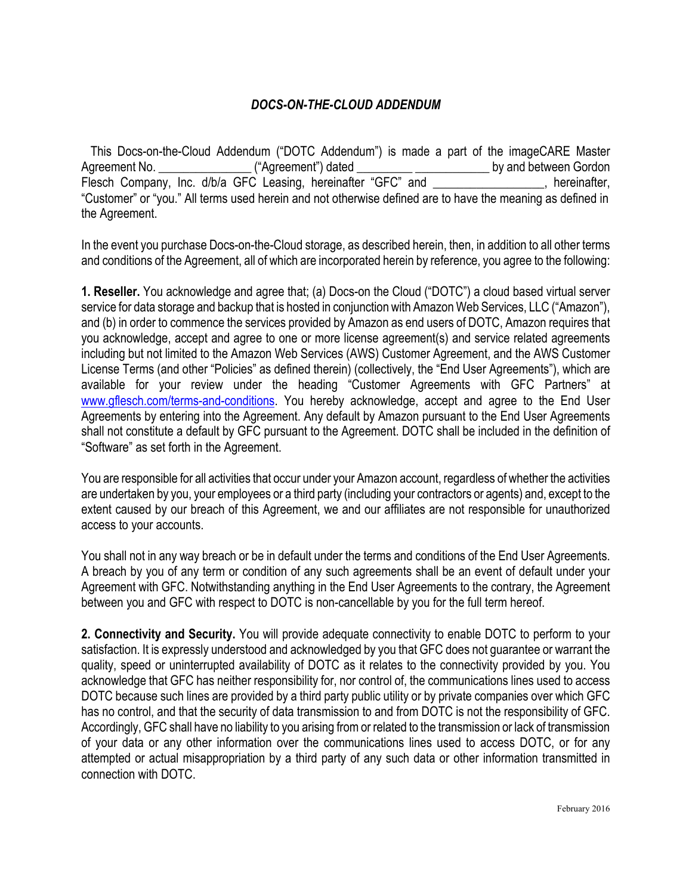## *DOCS-ON-THE-CLOUD ADDENDUM*

This Docs-on-the-Cloud Addendum ("DOTC Addendum") is made a part of the imageCARE Master Agreement No. _______________ ("Agreement") dated _________ ____________ by and between Gordon Flesch Company, Inc. d/b/a GFC Leasing, hereinafter "GFC" and __________________, hereinafter, "Customer" or "you." All terms used herein and not otherwise defined are to have the meaning as defined in the Agreement.

In the event you purchase Docs-on-the-Cloud storage, as described herein, then, in addition to all other terms and conditions of the Agreement, all of which are incorporated herein by reference, you agree to the following:

**1. Reseller.** You acknowledge and agree that; (a) Docs-on the Cloud ("DOTC") a cloud based virtual server service for data storage and backup that is hosted in conjunction with Amazon Web Services, LLC ("Amazon"), and (b) in order to commence the services provided by Amazon as end users of DOTC, Amazon requires that you acknowledge, accept and agree to one or more license agreement(s) and service related agreements including but not limited to the Amazon Web Services (AWS) Customer Agreement, and the AWS Customer License Terms (and other "Policies" as defined therein) (collectively, the "End User Agreements"), which are available for your review under the heading "Customer Agreements with GFC Partners" at www.gflesch.com/terms-and-conditions. You hereby acknowledge, accept and agree to the End User Agreements by entering into the Agreement. Any default by Amazon pursuant to the End User Agreements shall not constitute a default by GFC pursuant to the Agreement. DOTC shall be included in the definition of "Software" as set forth in the Agreement.

You are responsible for all activities that occur under your Amazon account, regardless of whether the activities are undertaken by you, your employees or a third party (including your contractors or agents) and, except to the extent caused by our breach of this Agreement, we and our affiliates are not responsible for unauthorized access to your accounts.

You shall not in any way breach or be in default under the terms and conditions of the End User Agreements. A breach by you of any term or condition of any such agreements shall be an event of default under your Agreement with GFC. Notwithstanding anything in the End User Agreements to the contrary, the Agreement between you and GFC with respect to DOTC is non-cancellable by you for the full term hereof.

**2. Connectivity and Security.** You will provide adequate connectivity to enable DOTC to perform to your satisfaction. It is expressly understood and acknowledged by you that GFC does not guarantee or warrant the quality, speed or uninterrupted availability of DOTC as it relates to the connectivity provided by you. You acknowledge that GFC has neither responsibility for, nor control of, the communications lines used to access DOTC because such lines are provided by a third party public utility or by private companies over which GFC has no control, and that the security of data transmission to and from DOTC is not the responsibility of GFC. Accordingly, GFC shall have no liability to you arising from or related to the transmission or lack of transmission of your data or any other information over the communications lines used to access DOTC, or for any attempted or actual misappropriation by a third party of any such data or other information transmitted in connection with DOTC.

February 2016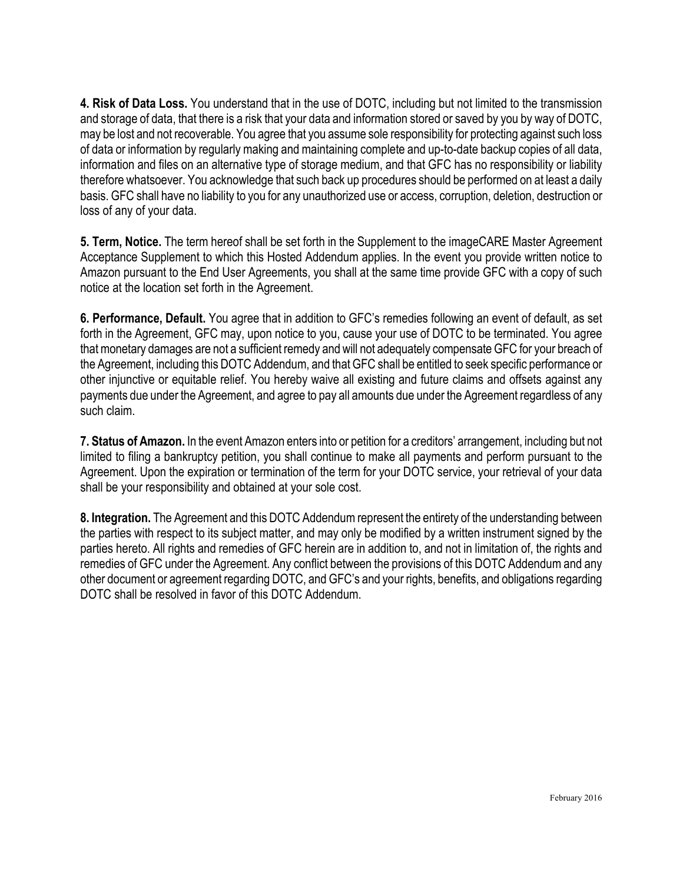**4. Risk of Data Loss.** You understand that in the use of DOTC, including but not limited to the transmission and storage of data, that there is a risk that your data and information stored or saved by you by way of DOTC, may be lost and not recoverable. You agree that you assume sole responsibility for protecting against such loss of data or information by regularly making and maintaining complete and up-to-date backup copies of all data, information and files on an alternative type of storage medium, and that GFC has no responsibility or liability therefore whatsoever. You acknowledge that such back up procedures should be performed on at least a daily basis. GFC shall have no liability to you for any unauthorized use or access, corruption, deletion, destruction or loss of any of your data.

**5. Term, Notice.** The term hereof shall be set forth in the Supplement to the imageCARE Master Agreement Acceptance Supplement to which this Hosted Addendum applies. In the event you provide written notice to Amazon pursuant to the End User Agreements, you shall at the same time provide GFC with a copy of such notice at the location set forth in the Agreement.

**6. Performance, Default.** You agree that in addition to GFC's remedies following an event of default, as set forth in the Agreement, GFC may, upon notice to you, cause your use of DOTC to be terminated. You agree that monetary damages are not a sufficient remedy and will not adequately compensate GFC for your breach of the Agreement, including this DOTC Addendum, and that GFC shall be entitled to seek specific performance or other injunctive or equitable relief. You hereby waive all existing and future claims and offsets against any payments due under the Agreement, and agree to pay all amounts due under the Agreement regardless of any such claim.

**7. Status of Amazon.** In the event Amazon enters into or petition for a creditors' arrangement, including but not limited to filing a bankruptcy petition, you shall continue to make all payments and perform pursuant to the Agreement. Upon the expiration or termination of the term for your DOTC service, your retrieval of your data shall be your responsibility and obtained at your sole cost.

**8. Integration.** The Agreement and this DOTC Addendum represent the entirety of the understanding between the parties with respect to its subject matter, and may only be modified by a written instrument signed by the parties hereto. All rights and remedies of GFC herein are in addition to, and not in limitation of, the rights and remedies of GFC under the Agreement. Any conflict between the provisions of this DOTC Addendum and any other document or agreement regarding DOTC, and GFC's and your rights, benefits, and obligations regarding DOTC shall be resolved in favor of this DOTC Addendum.

February 2016